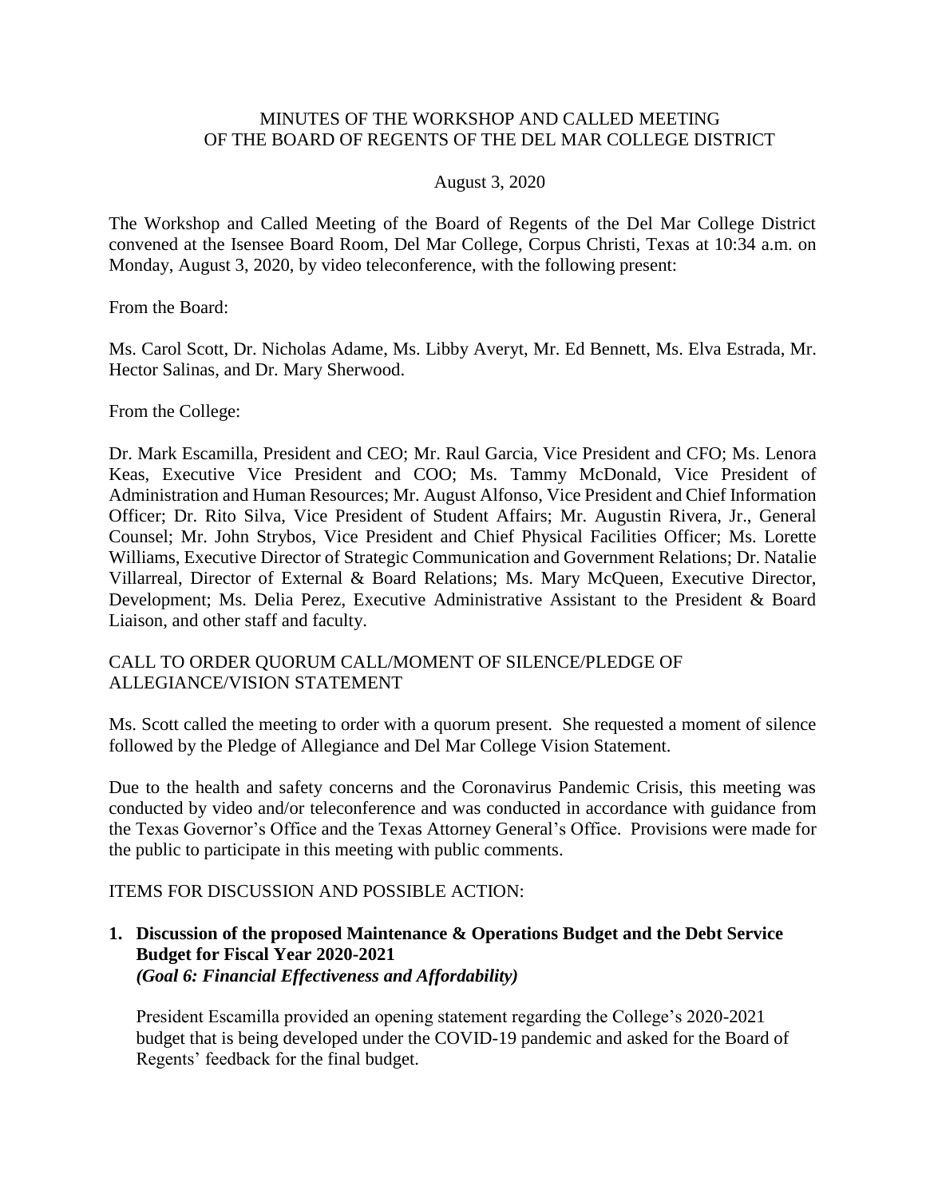# MINUTES OF THE WORKSHOP AND CALLED MEETING OF THE BOARD OF REGENTS OF THE DEL MAR COLLEGE DISTRICT

August 3, 2020

The Workshop and Called Meeting of the Board of Regents of the Del Mar College District convened at the Isensee Board Room, Del Mar College, Corpus Christi, Texas at 10:34 a.m. on Monday, August 3, 2020, by video teleconference, with the following present:

From the Board:

Ms. Carol Scott, Dr. Nicholas Adame, Ms. Libby Averyt, Mr. Ed Bennett, Ms. Elva Estrada, Mr. Hector Salinas, and Dr. Mary Sherwood.

From the College:

Dr. Mark Escamilla, President and CEO; Mr. Raul Garcia, Vice President and CFO; Ms. Lenora Keas, Executive Vice President and COO; Ms. Tammy McDonald, Vice President of Administration and Human Resources; Mr. August Alfonso, Vice President and Chief Information Officer; Dr. Rito Silva, Vice President of Student Affairs; Mr. Augustin Rivera, Jr., General Counsel; Mr. John Strybos, Vice President and Chief Physical Facilities Officer; Ms. Lorette Williams, Executive Director of Strategic Communication and Government Relations; Dr. Natalie Villarreal, Director of External & Board Relations; Ms. Mary McQueen, Executive Director, Development; Ms. Delia Perez, Executive Administrative Assistant to the President & Board Liaison, and other staff and faculty.

CALL TO ORDER QUORUM CALL/MOMENT OF SILENCE/PLEDGE OF ALLEGIANCE/VISION STATEMENT

Ms. Scott called the meeting to order with a quorum present. She requested a moment of silence followed by the Pledge of Allegiance and Del Mar College Vision Statement.

Due to the health and safety concerns and the Coronavirus Pandemic Crisis, this meeting was conducted by video and/or teleconference and was conducted in accordance with guidance from the Texas Governor's Office and the Texas Attorney General's Office. Provisions were made for the public to participate in this meeting with public comments.

ITEMS FOR DISCUSSION AND POSSIBLE ACTION:

1. **Discussion of the proposed Maintenance & Operations Budget and the Debt Service Budget for Fiscal Year 2020-2021**
   ***(Goal 6: Financial Effectiveness and Affordability)***

   President Escamilla provided an opening statement regarding the College's 2020-2021 budget that is being developed under the COVID-19 pandemic and asked for the Board of Regents' feedback for the final budget.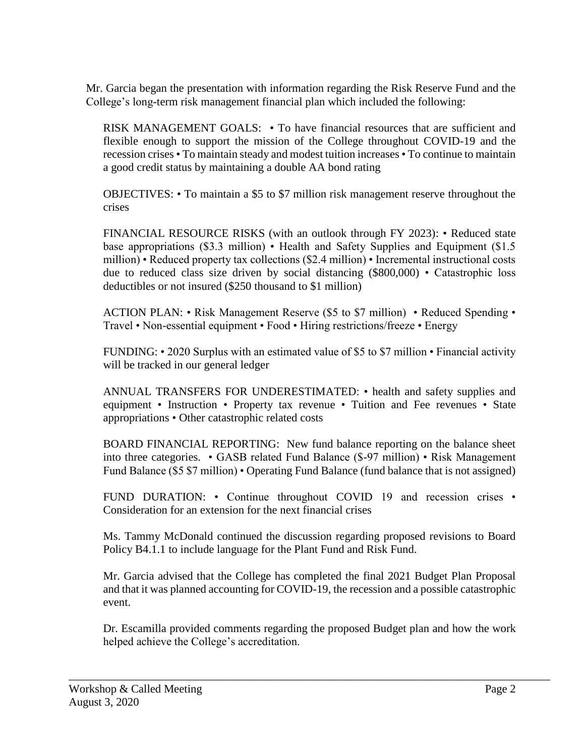Mr. Garcia began the presentation with information regarding the Risk Reserve Fund and the College's long-term risk management financial plan which included the following:

RISK MANAGEMENT GOALS: • To have financial resources that are sufficient and flexible enough to support the mission of the College throughout COVID-19 and the recession crises • To maintain steady and modest tuition increases • To continue to maintain a good credit status by maintaining a double AA bond rating

OBJECTIVES: • To maintain a $5 to $7 million risk management reserve throughout the crises

FINANCIAL RESOURCE RISKS (with an outlook through FY 2023): • Reduced state base appropriations ($3.3 million) • Health and Safety Supplies and Equipment ($1.5 million) • Reduced property tax collections ($2.4 million) • Incremental instructional costs due to reduced class size driven by social distancing ($800,000) • Catastrophic loss deductibles or not insured ($250 thousand to $1 million)

ACTION PLAN: • Risk Management Reserve ($5 to $7 million) • Reduced Spending • Travel • Non-essential equipment • Food • Hiring restrictions/freeze • Energy

FUNDING: • 2020 Surplus with an estimated value of $5 to $7 million • Financial activity will be tracked in our general ledger

ANNUAL TRANSFERS FOR UNDERESTIMATED: • health and safety supplies and equipment • Instruction • Property tax revenue • Tuition and Fee revenues • State appropriations • Other catastrophic related costs

BOARD FINANCIAL REPORTING: New fund balance reporting on the balance sheet into three categories. • GASB related Fund Balance ($-97 million) • Risk Management Fund Balance ($5 $7 million) • Operating Fund Balance (fund balance that is not assigned)

FUND DURATION: • Continue throughout COVID 19 and recession crises • Consideration for an extension for the next financial crises

Ms. Tammy McDonald continued the discussion regarding proposed revisions to Board Policy B4.1.1 to include language for the Plant Fund and Risk Fund.

Mr. Garcia advised that the College has completed the final 2021 Budget Plan Proposal and that it was planned accounting for COVID-19, the recession and a possible catastrophic event.

Dr. Escamilla provided comments regarding the proposed Budget plan and how the work helped achieve the College's accreditation.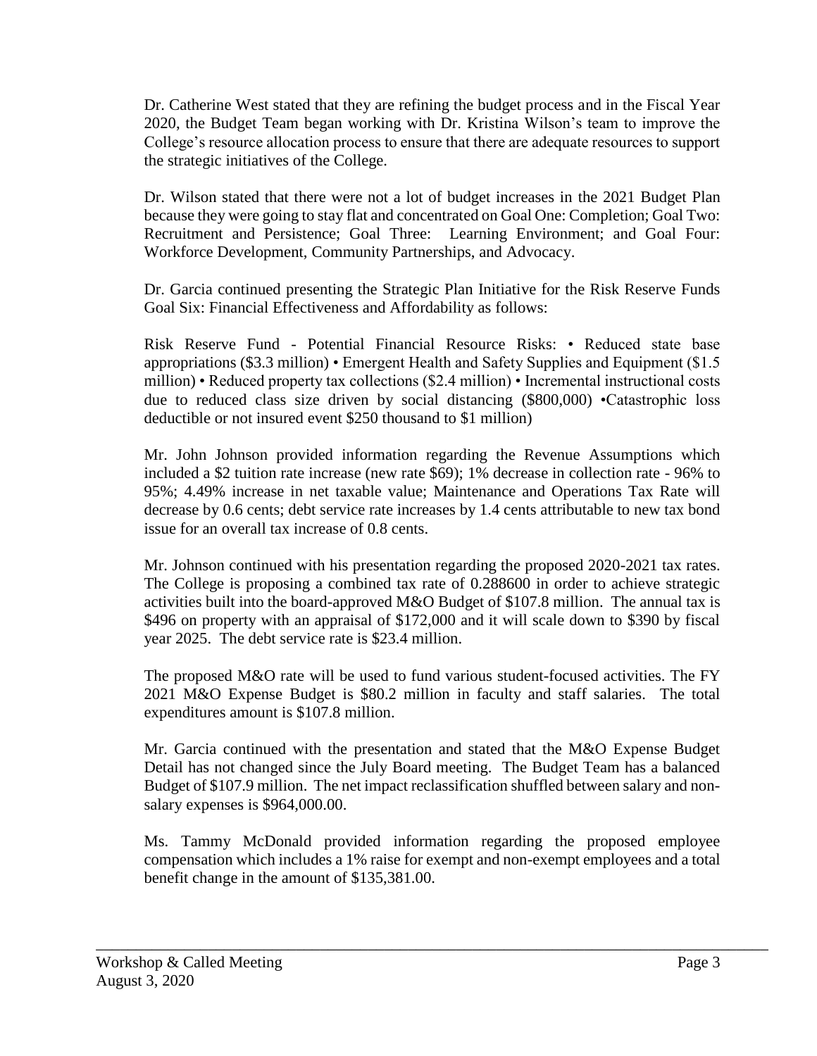Dr. Catherine West stated that they are refining the budget process and in the Fiscal Year 2020, the Budget Team began working with Dr. Kristina Wilson's team to improve the College's resource allocation process to ensure that there are adequate resources to support the strategic initiatives of the College.

Dr. Wilson stated that there were not a lot of budget increases in the 2021 Budget Plan because they were going to stay flat and concentrated on Goal One: Completion; Goal Two: Recruitment and Persistence; Goal Three: Learning Environment; and Goal Four: Workforce Development, Community Partnerships, and Advocacy.

Dr. Garcia continued presenting the Strategic Plan Initiative for the Risk Reserve Funds Goal Six: Financial Effectiveness and Affordability as follows:

Risk Reserve Fund - Potential Financial Resource Risks: • Reduced state base appropriations ($3.3 million) • Emergent Health and Safety Supplies and Equipment ($1.5 million) • Reduced property tax collections ($2.4 million) • Incremental instructional costs due to reduced class size driven by social distancing ($800,000) •Catastrophic loss deductible or not insured event $250 thousand to $1 million)

Mr. John Johnson provided information regarding the Revenue Assumptions which included a $2 tuition rate increase (new rate $69); 1% decrease in collection rate - 96% to 95%; 4.49% increase in net taxable value; Maintenance and Operations Tax Rate will decrease by 0.6 cents; debt service rate increases by 1.4 cents attributable to new tax bond issue for an overall tax increase of 0.8 cents.

Mr. Johnson continued with his presentation regarding the proposed 2020-2021 tax rates. The College is proposing a combined tax rate of 0.288600 in order to achieve strategic activities built into the board-approved M&O Budget of $107.8 million. The annual tax is $496 on property with an appraisal of $172,000 and it will scale down to $390 by fiscal year 2025. The debt service rate is $23.4 million.

The proposed M&O rate will be used to fund various student-focused activities. The FY 2021 M&O Expense Budget is $80.2 million in faculty and staff salaries. The total expenditures amount is $107.8 million.

Mr. Garcia continued with the presentation and stated that the M&O Expense Budget Detail has not changed since the July Board meeting. The Budget Team has a balanced Budget of $107.9 million. The net impact reclassification shuffled between salary and non-salary expenses is $964,000.00.

Ms. Tammy McDonald provided information regarding the proposed employee compensation which includes a 1% raise for exempt and non-exempt employees and a total benefit change in the amount of $135,381.00.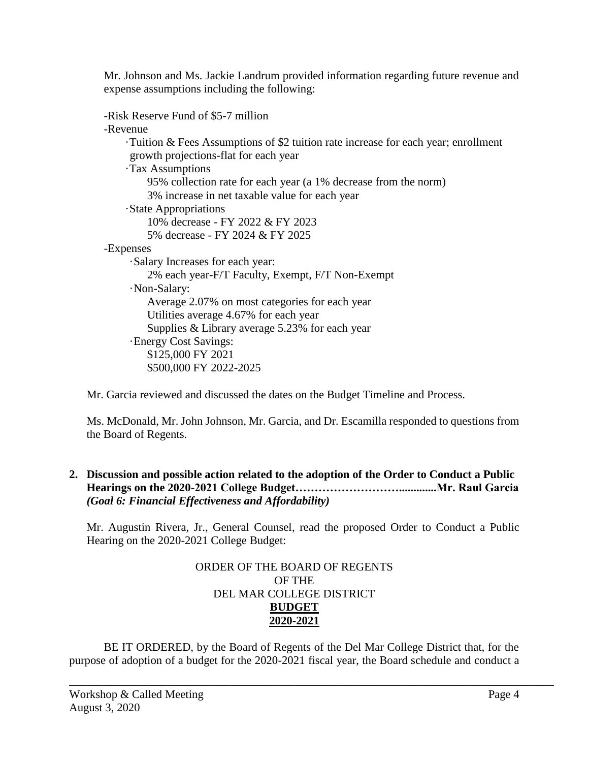Mr. Johnson and Ms. Jackie Landrum provided information regarding future revenue and expense assumptions including the following:

- Risk Reserve Fund of $5-7 million
- Revenue
  - Tuition & Fees Assumptions of $2 tuition rate increase for each year; enrollment growth projections-flat for each year
  - Tax Assumptions
    - 95% collection rate for each year (a 1% decrease from the norm)
    - 3% increase in net taxable value for each year
  - State Appropriations
    - 10% decrease - FY 2022 & FY 2023
    - 5% decrease - FY 2024 & FY 2025
- Expenses
  - Salary Increases for each year:
    - 2% each year-F/T Faculty, Exempt, F/T Non-Exempt
  - Non-Salary:
    - Average 2.07% on most categories for each year
    - Utilities average 4.67% for each year
    - Supplies & Library average 5.23% for each year
  - Energy Cost Savings:
    - $125,000 FY 2021
    - $500,000 FY 2022-2025

Mr. Garcia reviewed and discussed the dates on the Budget Timeline and Process.

Ms. McDonald, Mr. John Johnson, Mr. Garcia, and Dr. Escamilla responded to questions from the Board of Regents.

**2. Discussion and possible action related to the adoption of the Order to Conduct a Public Hearings on the 2020-2021 College Budget……………………….............Mr. Raul Garcia** ***(Goal 6: Financial Effectiveness and Affordability)***

Mr. Augustin Rivera, Jr., General Counsel, read the proposed Order to Conduct a Public Hearing on the 2020-2021 College Budget:

ORDER OF THE BOARD OF REGENTS
OF THE
DEL MAR COLLEGE DISTRICT
**BUDGET**
**2020-2021**

BE IT ORDERED, by the Board of Regents of the Del Mar College District that, for the purpose of adoption of a budget for the 2020-2021 fiscal year, the Board schedule and conduct a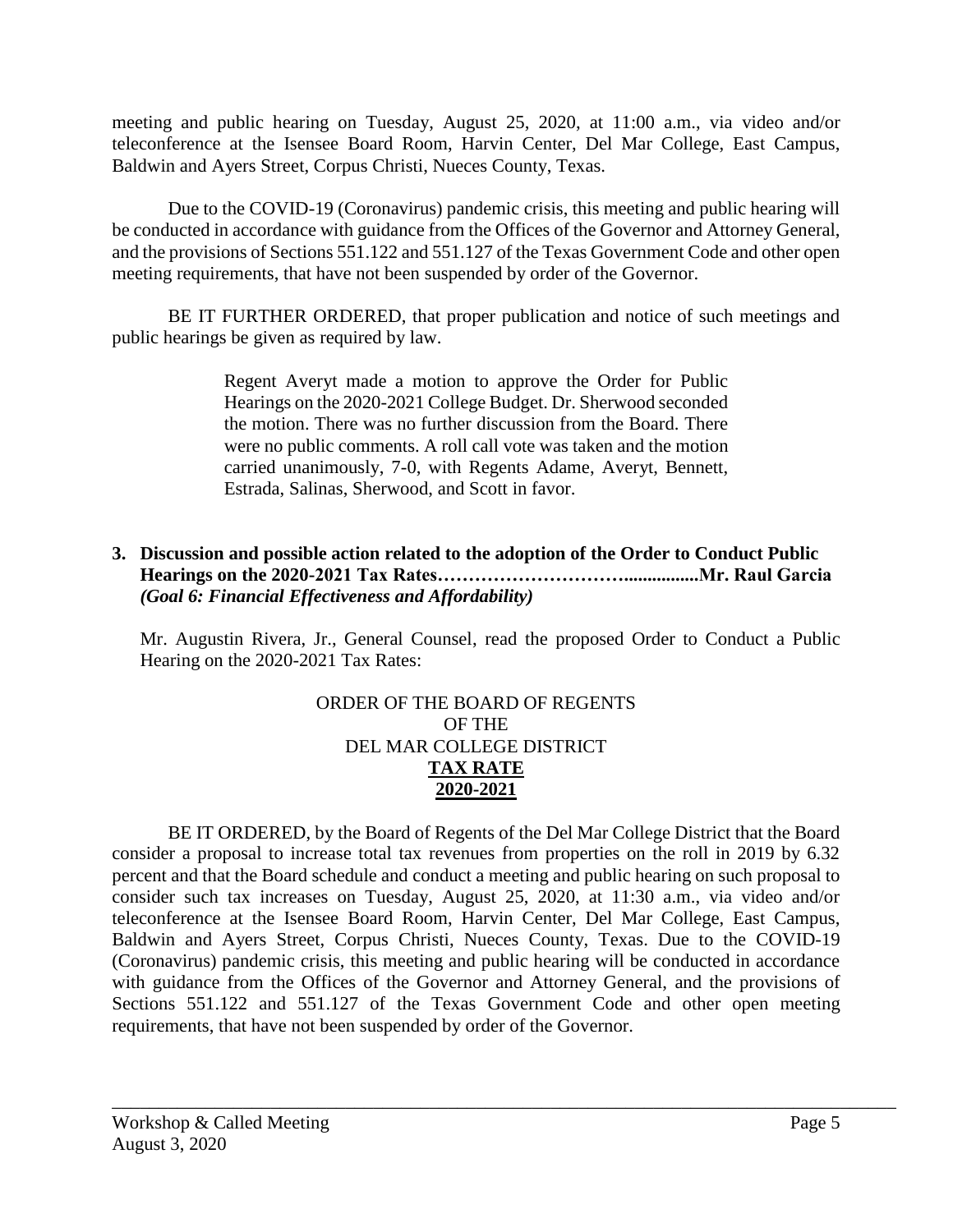meeting and public hearing on Tuesday, August 25, 2020, at 11:00 a.m., via video and/or teleconference at the Isensee Board Room, Harvin Center, Del Mar College, East Campus, Baldwin and Ayers Street, Corpus Christi, Nueces County, Texas.

Due to the COVID-19 (Coronavirus) pandemic crisis, this meeting and public hearing will be conducted in accordance with guidance from the Offices of the Governor and Attorney General, and the provisions of Sections 551.122 and 551.127 of the Texas Government Code and other open meeting requirements, that have not been suspended by order of the Governor.

BE IT FURTHER ORDERED, that proper publication and notice of such meetings and public hearings be given as required by law.

> Regent Averyt made a motion to approve the Order for Public Hearings on the 2020-2021 College Budget. Dr. Sherwood seconded the motion. There was no further discussion from the Board. There were no public comments. A roll call vote was taken and the motion carried unanimously, 7-0, with Regents Adame, Averyt, Bennett, Estrada, Salinas, Sherwood, and Scott in favor.

**3. Discussion and possible action related to the adoption of the Order to Conduct Public Hearings on the 2020-2021 Tax Rates………………………................Mr. Raul Garcia**
***(Goal 6: Financial Effectiveness and Affordability)***

Mr. Augustin Rivera, Jr., General Counsel, read the proposed Order to Conduct a Public Hearing on the 2020-2021 Tax Rates:

ORDER OF THE BOARD OF REGENTS
OF THE
DEL MAR COLLEGE DISTRICT
**TAX RATE**
**2020-2021**

BE IT ORDERED, by the Board of Regents of the Del Mar College District that the Board consider a proposal to increase total tax revenues from properties on the roll in 2019 by 6.32 percent and that the Board schedule and conduct a meeting and public hearing on such proposal to consider such tax increases on Tuesday, August 25, 2020, at 11:30 a.m., via video and/or teleconference at the Isensee Board Room, Harvin Center, Del Mar College, East Campus, Baldwin and Ayers Street, Corpus Christi, Nueces County, Texas. Due to the COVID-19 (Coronavirus) pandemic crisis, this meeting and public hearing will be conducted in accordance with guidance from the Offices of the Governor and Attorney General, and the provisions of Sections 551.122 and 551.127 of the Texas Government Code and other open meeting requirements, that have not been suspended by order of the Governor.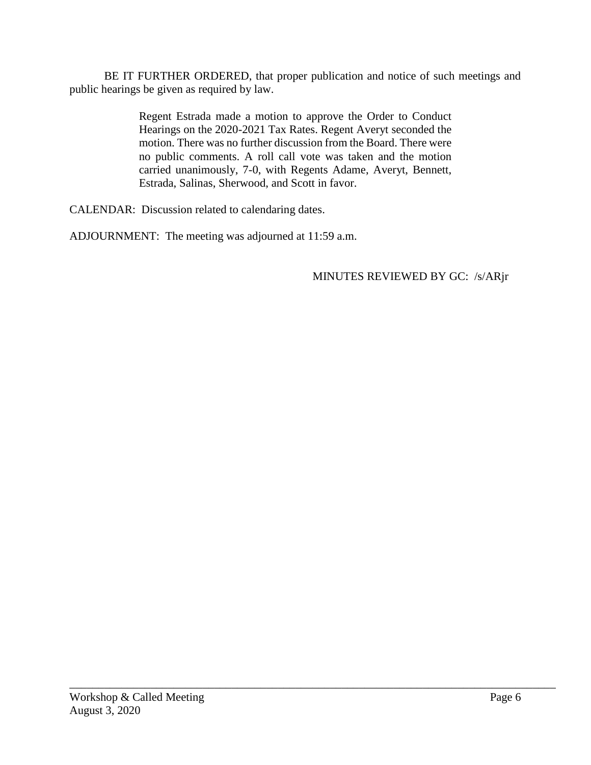BE IT FURTHER ORDERED, that proper publication and notice of such meetings and public hearings be given as required by law.

> Regent Estrada made a motion to approve the Order to Conduct Hearings on the 2020-2021 Tax Rates. Regent Averyt seconded the motion. There was no further discussion from the Board. There were no public comments. A roll call vote was taken and the motion carried unanimously, 7-0, with Regents Adame, Averyt, Bennett, Estrada, Salinas, Sherwood, and Scott in favor.

CALENDAR: Discussion related to calendaring dates.

ADJOURNMENT: The meeting was adjourned at 11:59 a.m.

MINUTES REVIEWED BY GC: /s/ARjr